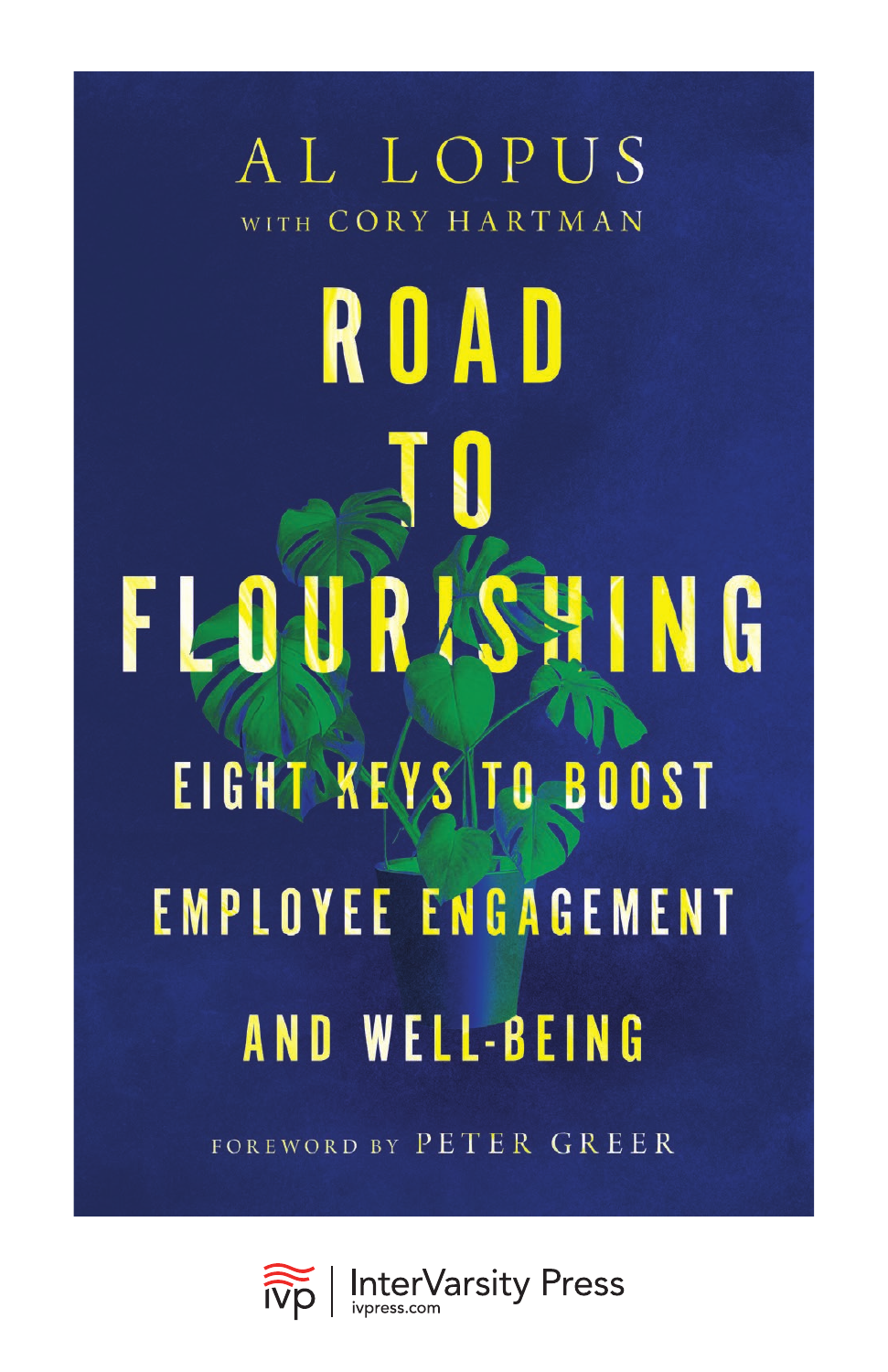AL LOPUS

WITH CORY HARTMAN

# ROAD TO FLOURISHING

## EIGHT KEYS TO BOOST EMPLOYEE ENGAGEMENT AND WELL-BEING

FOREWORD BY PETER GREER

ivp | InterVarsity Press
ivpress.com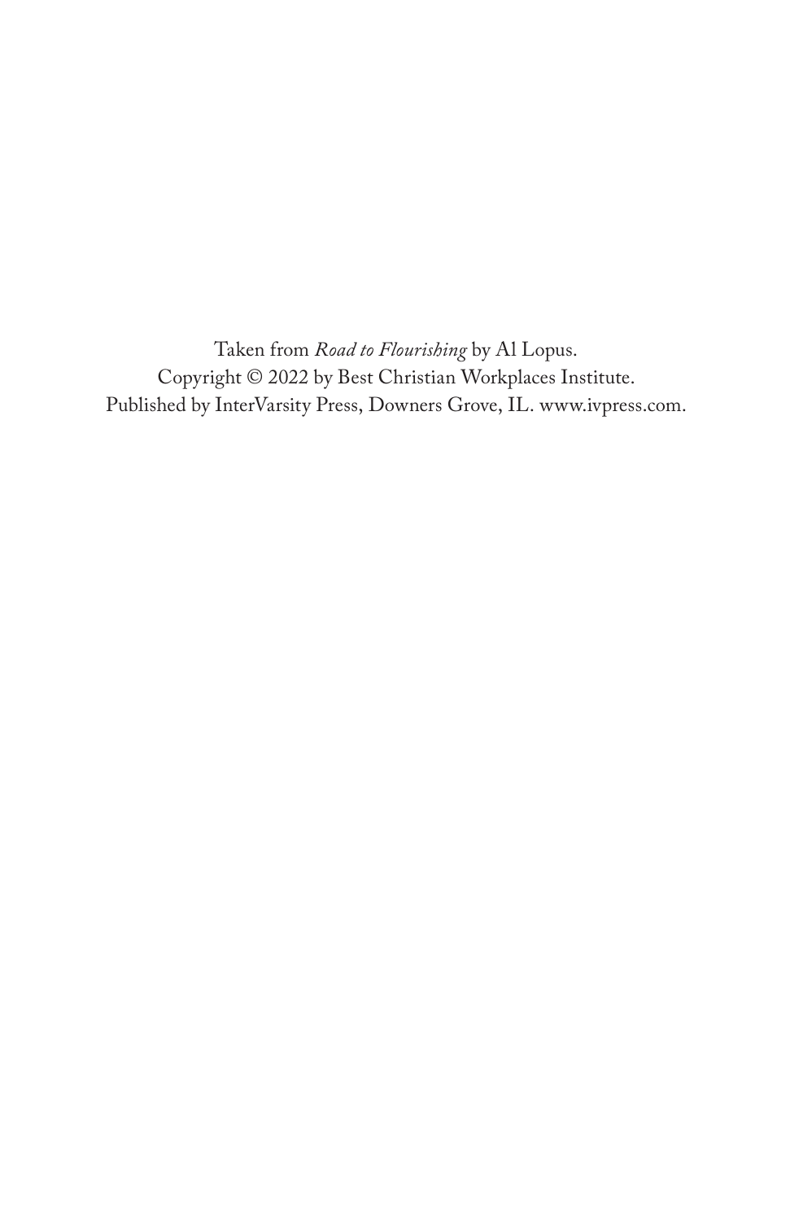Taken from *Road to Flourishing* by Al Lopus.
Copyright © 2022 by Best Christian Workplaces Institute.
Published by InterVarsity Press, Downers Grove, IL. www.ivpress.com.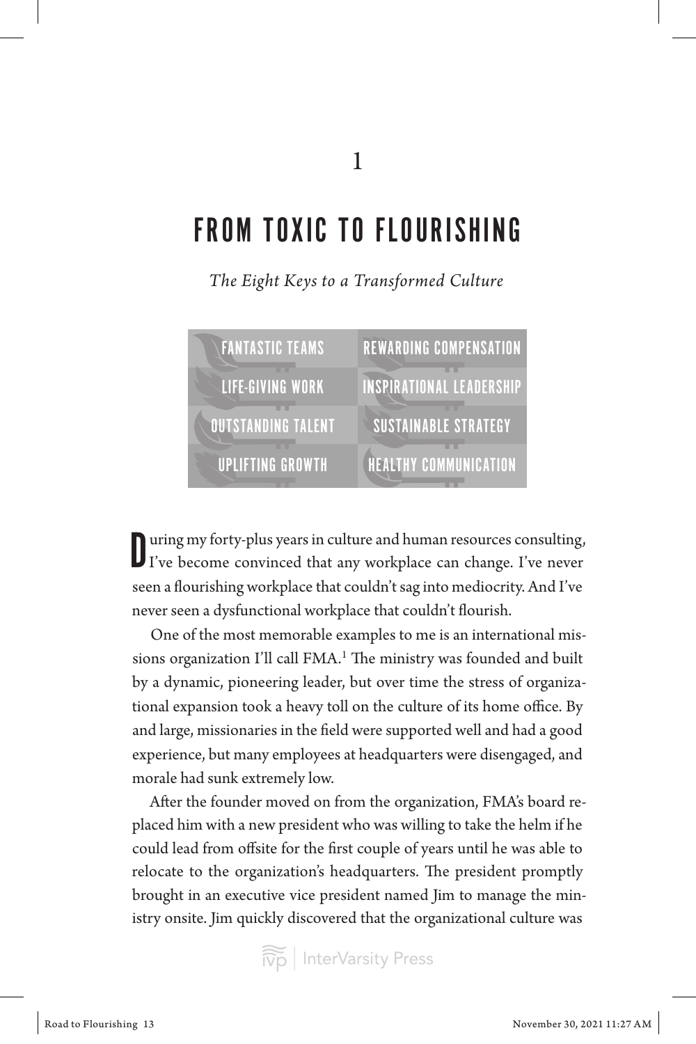# 1

# FROM TOXIC TO FLOURISHING

*The Eight Keys to a Transformed Culture*

| | |
|---|---|
| FANTASTIC TEAMS | REWARDING COMPENSATION |
| LIFE-GIVING WORK | INSPIRATIONAL LEADERSHIP |
| OUTSTANDING TALENT | SUSTAINABLE STRATEGY |
| UPLIFTING GROWTH | HEALTHY COMMUNICATION |

During my forty-plus years in culture and human resources consulting, I've become convinced that any workplace can change. I've never seen a flourishing workplace that couldn't sag into mediocrity. And I've never seen a dysfunctional workplace that couldn't flourish.

One of the most memorable examples to me is an international missions organization I'll call FMA.[1] The ministry was founded and built by a dynamic, pioneering leader, but over time the stress of organizational expansion took a heavy toll on the culture of its home office. By and large, missionaries in the field were supported well and had a good experience, but many employees at headquarters were disengaged, and morale had sunk extremely low.

After the founder moved on from the organization, FMA's board replaced him with a new president who was willing to take the helm if he could lead from offsite for the first couple of years until he was able to relocate to the organization's headquarters. The president promptly brought in an executive vice president named Jim to manage the ministry onsite. Jim quickly discovered that the organizational culture was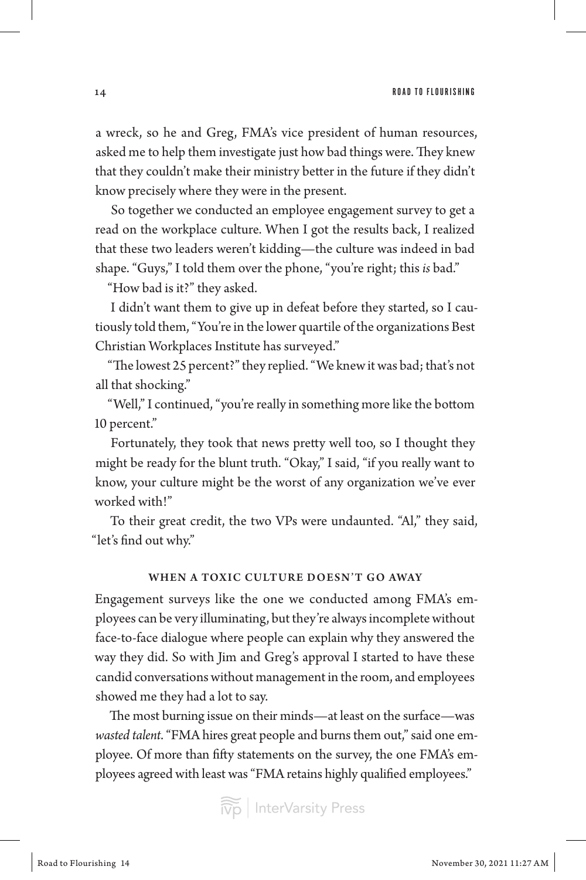a wreck, so he and Greg, FMA's vice president of human resources, asked me to help them investigate just how bad things were. They knew that they couldn't make their ministry better in the future if they didn't know precisely where they were in the present.

So together we conducted an employee engagement survey to get a read on the workplace culture. When I got the results back, I realized that these two leaders weren't kidding—the culture was indeed in bad shape. "Guys," I told them over the phone, "you're right; this *is* bad."

"How bad is it?" they asked.

I didn't want them to give up in defeat before they started, so I cautiously told them, "You're in the lower quartile of the organizations Best Christian Workplaces Institute has surveyed."

"The lowest 25 percent?" they replied. "We knew it was bad; that's not all that shocking."

"Well," I continued, "you're really in something more like the bottom 10 percent."

Fortunately, they took that news pretty well too, so I thought they might be ready for the blunt truth. "Okay," I said, "if you really want to know, your culture might be the worst of any organization we've ever worked with!"

To their great credit, the two VPs were undaunted. "Al," they said, "let's find out why."

## WHEN A TOXIC CULTURE DOESN'T GO AWAY

Engagement surveys like the one we conducted among FMA's employees can be very illuminating, but they're always incomplete without face-to-face dialogue where people can explain why they answered the way they did. So with Jim and Greg's approval I started to have these candid conversations without management in the room, and employees showed me they had a lot to say.

The most burning issue on their minds—at least on the surface—was *wasted talent*. "FMA hires great people and burns them out," said one employee. Of more than fifty statements on the survey, the one FMA's employees agreed with least was "FMA retains highly qualified employees."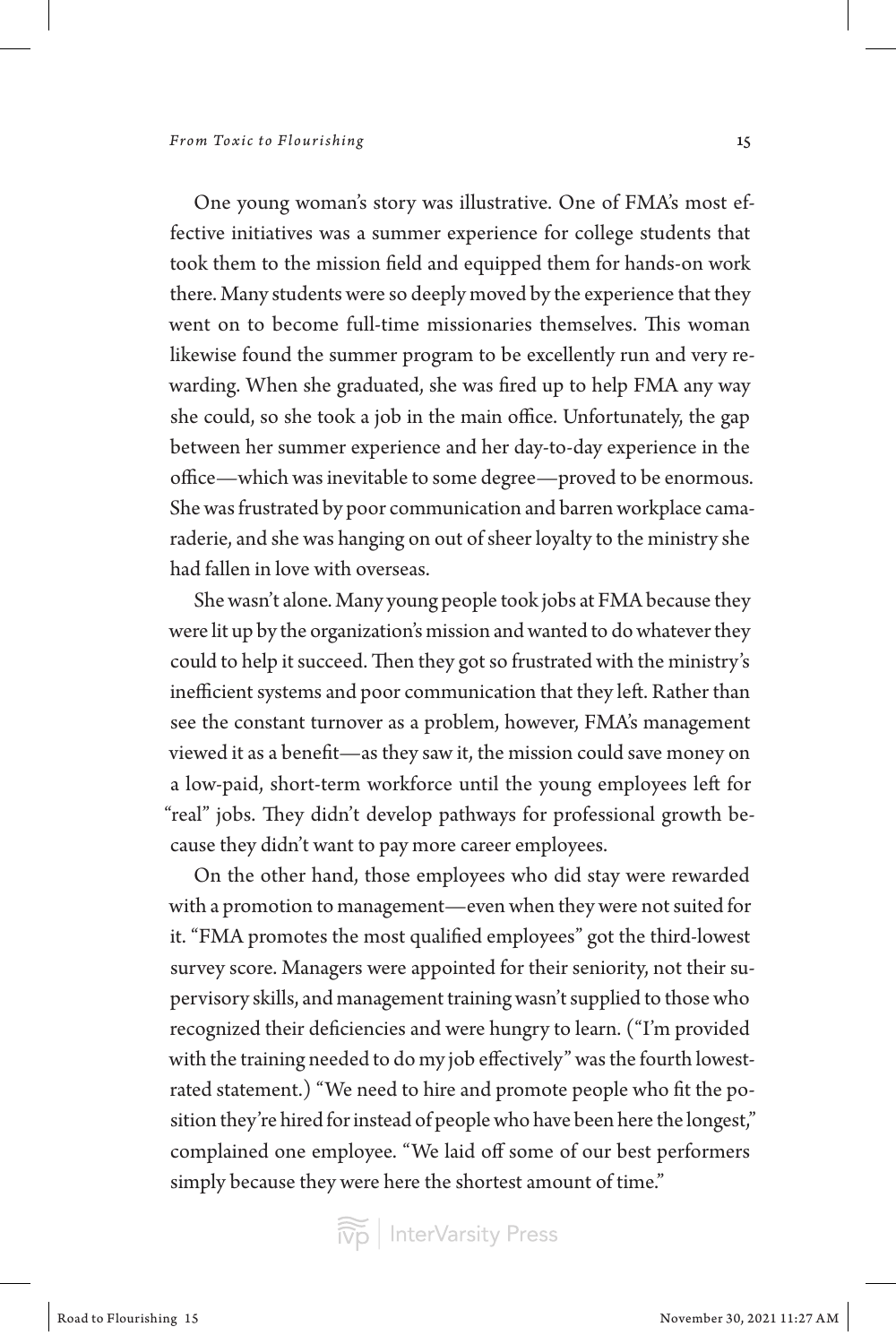One young woman's story was illustrative. One of FMA's most effective initiatives was a summer experience for college students that took them to the mission field and equipped them for hands-on work there. Many students were so deeply moved by the experience that they went on to become full-time missionaries themselves. This woman likewise found the summer program to be excellently run and very rewarding. When she graduated, she was fired up to help FMA any way she could, so she took a job in the main office. Unfortunately, the gap between her summer experience and her day-to-day experience in the office—which was inevitable to some degree—proved to be enormous. She was frustrated by poor communication and barren workplace camaraderie, and she was hanging on out of sheer loyalty to the ministry she had fallen in love with overseas.

She wasn't alone. Many young people took jobs at FMA because they were lit up by the organization's mission and wanted to do whatever they could to help it succeed. Then they got so frustrated with the ministry's inefficient systems and poor communication that they left. Rather than see the constant turnover as a problem, however, FMA's management viewed it as a benefit—as they saw it, the mission could save money on a low-paid, short-term workforce until the young employees left for "real" jobs. They didn't develop pathways for professional growth because they didn't want to pay more career employees.

On the other hand, those employees who did stay were rewarded with a promotion to management—even when they were not suited for it. "FMA promotes the most qualified employees" got the third-lowest survey score. Managers were appointed for their seniority, not their supervisory skills, and management training wasn't supplied to those who recognized their deficiencies and were hungry to learn. ("I'm provided with the training needed to do my job effectively" was the fourth lowest-rated statement.) "We need to hire and promote people who fit the position they're hired for instead of people who have been here the longest," complained one employee. "We laid off some of our best performers simply because they were here the shortest amount of time."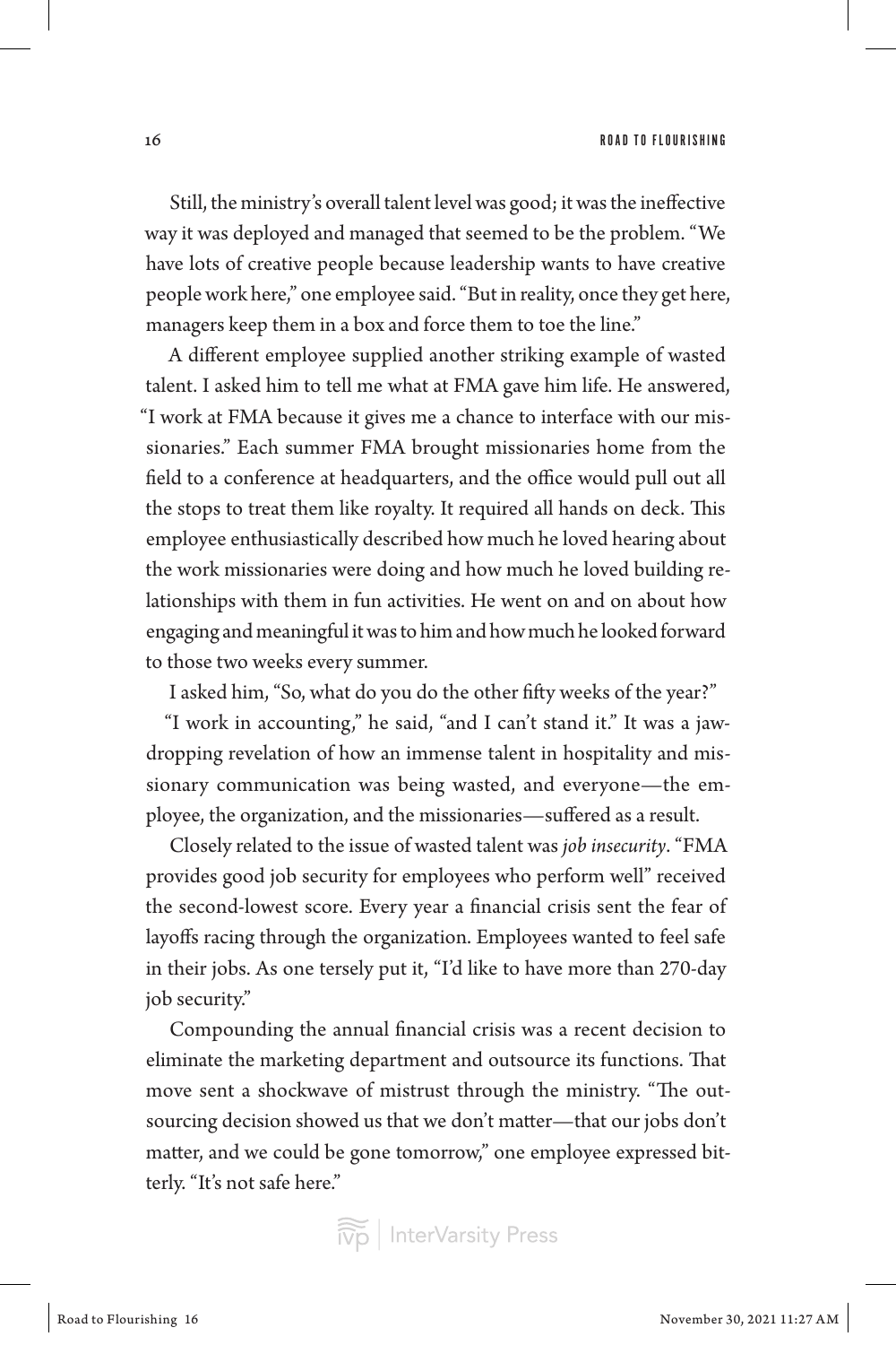Still, the ministry's overall talent level was good; it was the ineffective way it was deployed and managed that seemed to be the problem. "We have lots of creative people because leadership wants to have creative people work here," one employee said. "But in reality, once they get here, managers keep them in a box and force them to toe the line."

A different employee supplied another striking example of wasted talent. I asked him to tell me what at FMA gave him life. He answered, "I work at FMA because it gives me a chance to interface with our missionaries." Each summer FMA brought missionaries home from the field to a conference at headquarters, and the office would pull out all the stops to treat them like royalty. It required all hands on deck. This employee enthusiastically described how much he loved hearing about the work missionaries were doing and how much he loved building relationships with them in fun activities. He went on and on about how engaging and meaningful it was to him and how much he looked forward to those two weeks every summer.

I asked him, "So, what do you do the other fifty weeks of the year?"

"I work in accounting," he said, "and I can't stand it." It was a jaw-dropping revelation of how an immense talent in hospitality and missionary communication was being wasted, and everyone—the employee, the organization, and the missionaries—suffered as a result.

Closely related to the issue of wasted talent was *job insecurity*. "FMA provides good job security for employees who perform well" received the second-lowest score. Every year a financial crisis sent the fear of layoffs racing through the organization. Employees wanted to feel safe in their jobs. As one tersely put it, "I'd like to have more than 270-day job security."

Compounding the annual financial crisis was a recent decision to eliminate the marketing department and outsource its functions. That move sent a shockwave of mistrust through the ministry. "The outsourcing decision showed us that we don't matter—that our jobs don't matter, and we could be gone tomorrow," one employee expressed bitterly. "It's not safe here."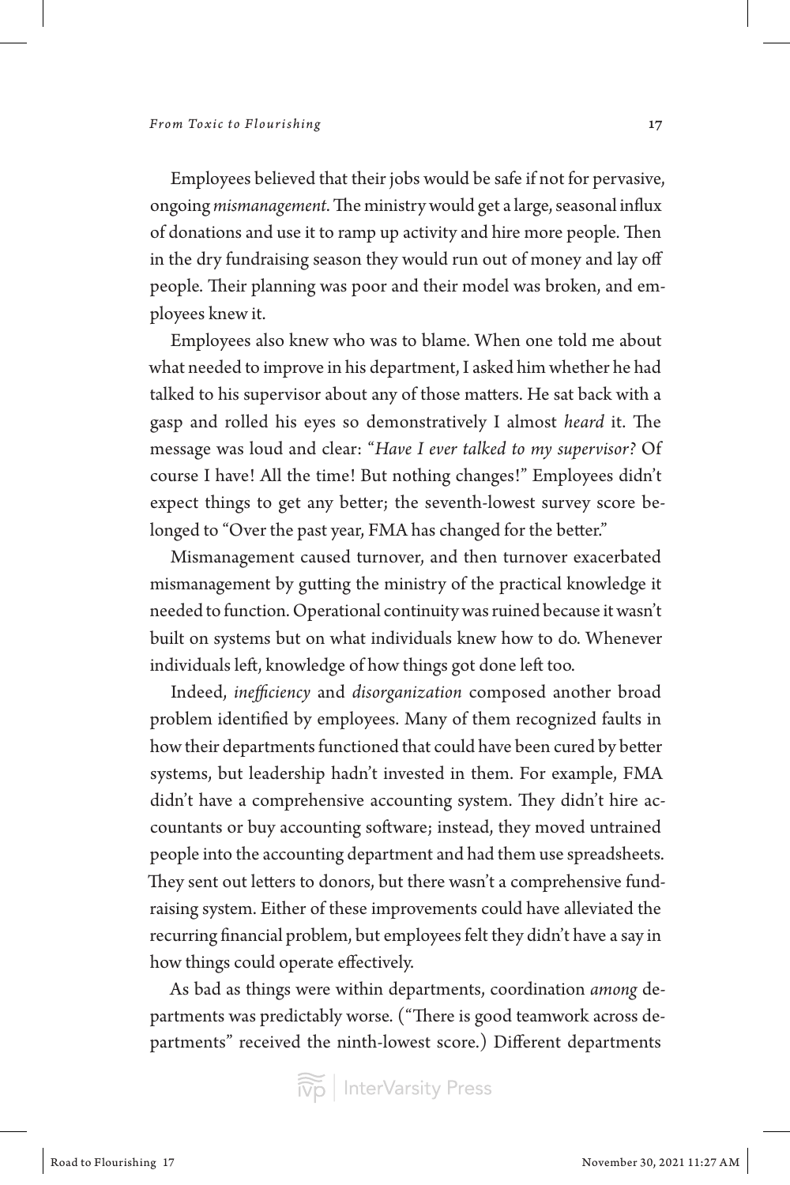Employees believed that their jobs would be safe if not for pervasive, ongoing *mismanagement*. The ministry would get a large, seasonal influx of donations and use it to ramp up activity and hire more people. Then in the dry fundraising season they would run out of money and lay off people. Their planning was poor and their model was broken, and employees knew it.

Employees also knew who was to blame. When one told me about what needed to improve in his department, I asked him whether he had talked to his supervisor about any of those matters. He sat back with a gasp and rolled his eyes so demonstratively I almost *heard* it. The message was loud and clear: "*Have I ever talked to my supervisor?* Of course I have! All the time! But nothing changes!" Employees didn't expect things to get any better; the seventh-lowest survey score belonged to "Over the past year, FMA has changed for the better."

Mismanagement caused turnover, and then turnover exacerbated mismanagement by gutting the ministry of the practical knowledge it needed to function. Operational continuity was ruined because it wasn't built on systems but on what individuals knew how to do. Whenever individuals left, knowledge of how things got done left too.

Indeed, *inefficiency* and *disorganization* composed another broad problem identified by employees. Many of them recognized faults in how their departments functioned that could have been cured by better systems, but leadership hadn't invested in them. For example, FMA didn't have a comprehensive accounting system. They didn't hire accountants or buy accounting software; instead, they moved untrained people into the accounting department and had them use spreadsheets. They sent out letters to donors, but there wasn't a comprehensive fundraising system. Either of these improvements could have alleviated the recurring financial problem, but employees felt they didn't have a say in how things could operate effectively.

As bad as things were within departments, coordination *among* departments was predictably worse. ("There is good teamwork across departments" received the ninth-lowest score.) Different departments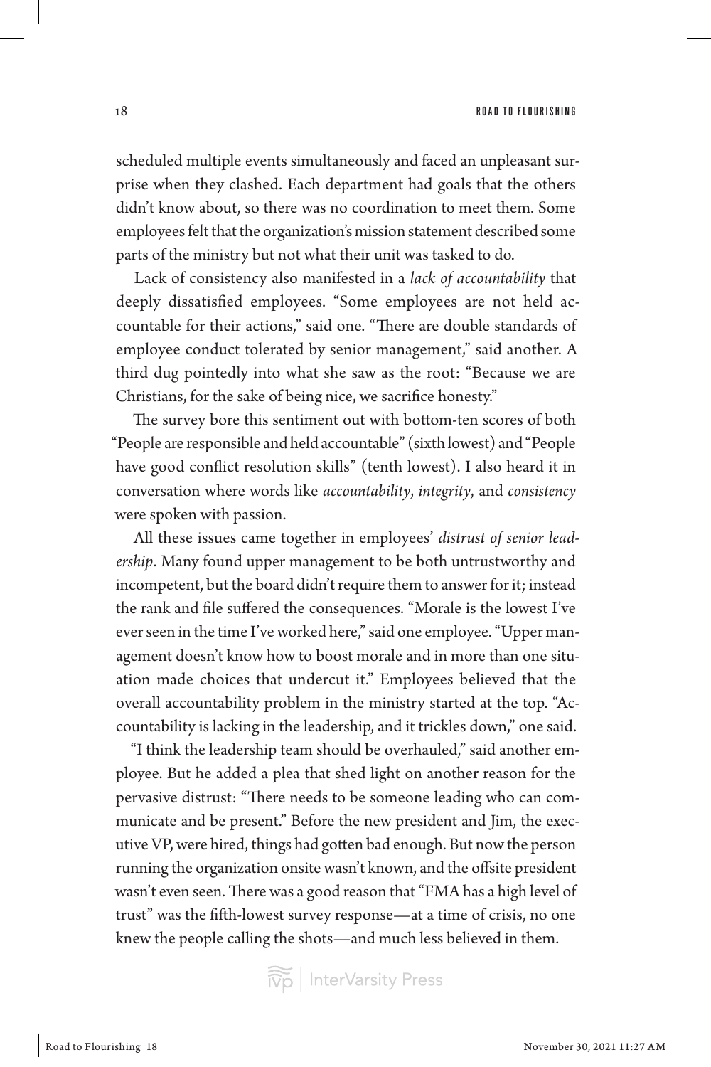scheduled multiple events simultaneously and faced an unpleasant surprise when they clashed. Each department had goals that the others didn't know about, so there was no coordination to meet them. Some employees felt that the organization's mission statement described some parts of the ministry but not what their unit was tasked to do.

Lack of consistency also manifested in a *lack of accountability* that deeply dissatisfied employees. "Some employees are not held accountable for their actions," said one. "There are double standards of employee conduct tolerated by senior management," said another. A third dug pointedly into what she saw as the root: "Because we are Christians, for the sake of being nice, we sacrifice honesty."

The survey bore this sentiment out with bottom-ten scores of both "People are responsible and held accountable" (sixth lowest) and "People have good conflict resolution skills" (tenth lowest). I also heard it in conversation where words like *accountability*, *integrity*, and *consistency* were spoken with passion.

All these issues came together in employees' *distrust of senior leadership*. Many found upper management to be both untrustworthy and incompetent, but the board didn't require them to answer for it; instead the rank and file suffered the consequences. "Morale is the lowest I've ever seen in the time I've worked here," said one employee. "Upper management doesn't know how to boost morale and in more than one situation made choices that undercut it." Employees believed that the overall accountability problem in the ministry started at the top. "Accountability is lacking in the leadership, and it trickles down," one said.

"I think the leadership team should be overhauled," said another employee. But he added a plea that shed light on another reason for the pervasive distrust: "There needs to be someone leading who can communicate and be present." Before the new president and Jim, the executive VP, were hired, things had gotten bad enough. But now the person running the organization onsite wasn't known, and the offsite president wasn't even seen. There was a good reason that "FMA has a high level of trust" was the fifth-lowest survey response—at a time of crisis, no one knew the people calling the shots—and much less believed in them.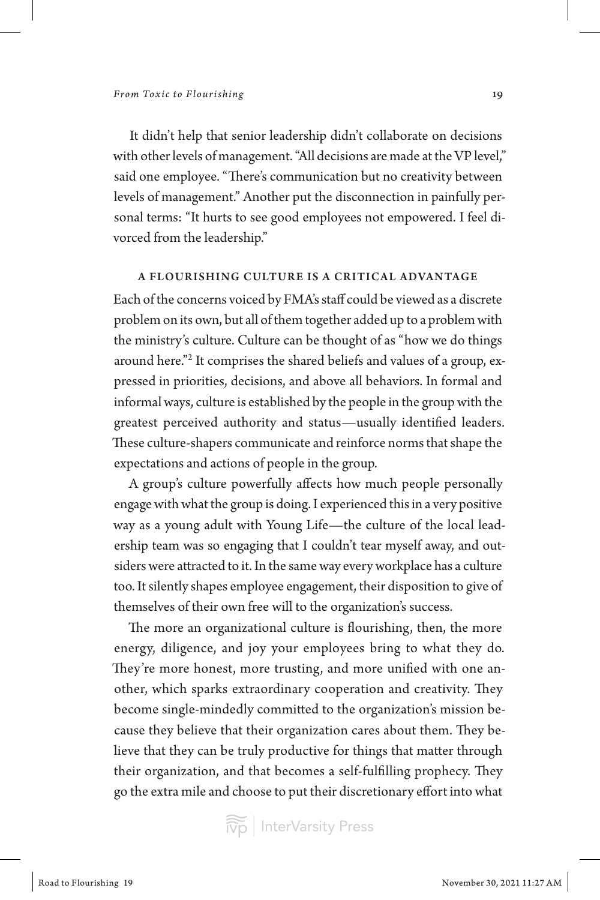It didn't help that senior leadership didn't collaborate on decisions with other levels of management. "All decisions are made at the VP level," said one employee. "There's communication but no creativity between levels of management." Another put the disconnection in painfully personal terms: "It hurts to see good employees not empowered. I feel divorced from the leadership."

## A FLOURISHING CULTURE IS A CRITICAL ADVANTAGE

Each of the concerns voiced by FMA's staff could be viewed as a discrete problem on its own, but all of them together added up to a problem with the ministry's culture. Culture can be thought of as "how we do things around here."[2] It comprises the shared beliefs and values of a group, expressed in priorities, decisions, and above all behaviors. In formal and informal ways, culture is established by the people in the group with the greatest perceived authority and status—usually identified leaders. These culture-shapers communicate and reinforce norms that shape the expectations and actions of people in the group.

A group's culture powerfully affects how much people personally engage with what the group is doing. I experienced this in a very positive way as a young adult with Young Life—the culture of the local leadership team was so engaging that I couldn't tear myself away, and outsiders were attracted to it. In the same way every workplace has a culture too. It silently shapes employee engagement, their disposition to give of themselves of their own free will to the organization's success.

The more an organizational culture is flourishing, then, the more energy, diligence, and joy your employees bring to what they do. They're more honest, more trusting, and more unified with one another, which sparks extraordinary cooperation and creativity. They become single-mindedly committed to the organization's mission because they believe that their organization cares about them. They believe that they can be truly productive for things that matter through their organization, and that becomes a self-fulfilling prophecy. They go the extra mile and choose to put their discretionary effort into what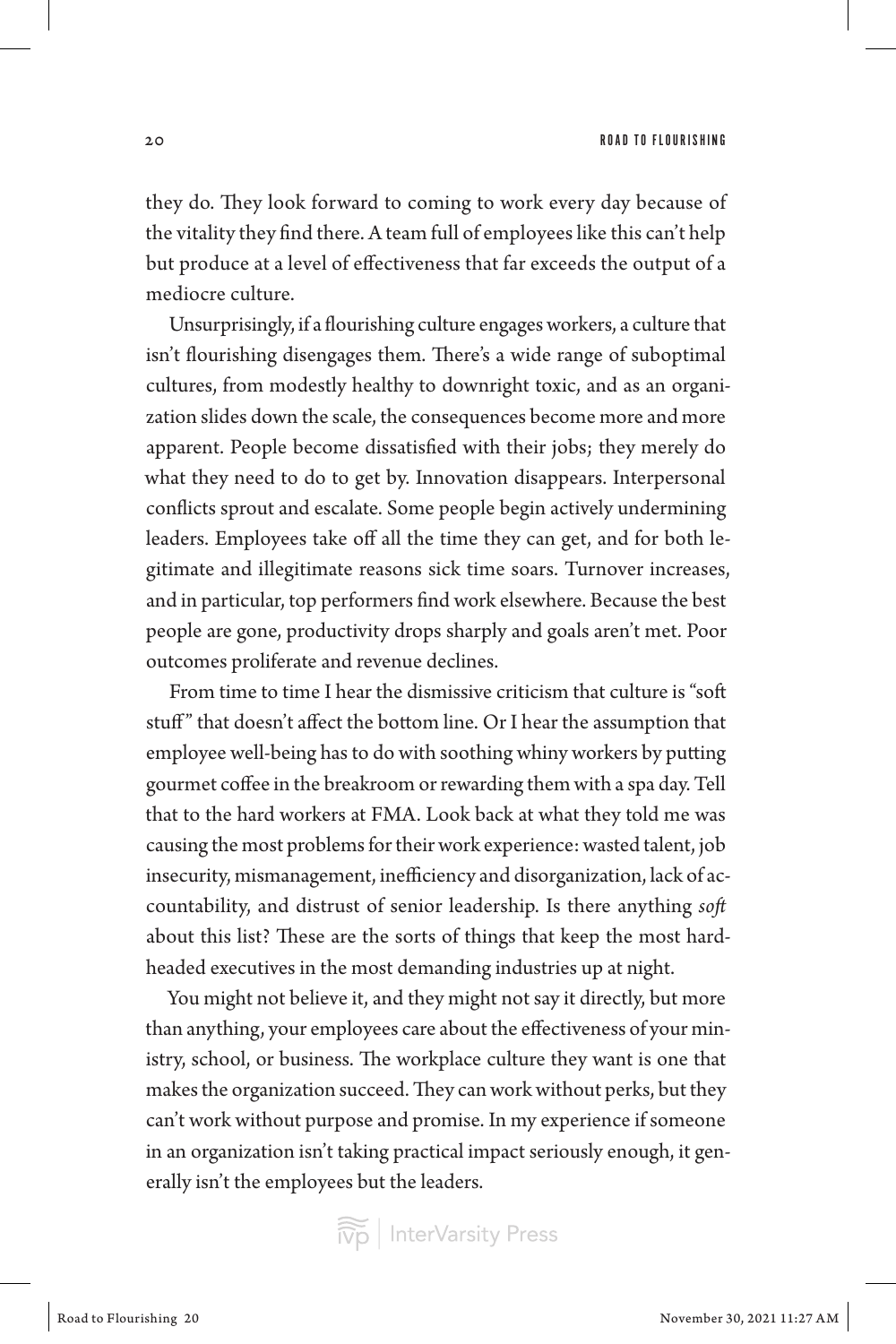they do. They look forward to coming to work every day because of the vitality they find there. A team full of employees like this can't help but produce at a level of effectiveness that far exceeds the output of a mediocre culture.

Unsurprisingly, if a flourishing culture engages workers, a culture that isn't flourishing disengages them. There's a wide range of suboptimal cultures, from modestly healthy to downright toxic, and as an organization slides down the scale, the consequences become more and more apparent. People become dissatisfied with their jobs; they merely do what they need to do to get by. Innovation disappears. Interpersonal conflicts sprout and escalate. Some people begin actively undermining leaders. Employees take off all the time they can get, and for both legitimate and illegitimate reasons sick time soars. Turnover increases, and in particular, top performers find work elsewhere. Because the best people are gone, productivity drops sharply and goals aren't met. Poor outcomes proliferate and revenue declines.

From time to time I hear the dismissive criticism that culture is "soft stuff" that doesn't affect the bottom line. Or I hear the assumption that employee well-being has to do with soothing whiny workers by putting gourmet coffee in the breakroom or rewarding them with a spa day. Tell that to the hard workers at FMA. Look back at what they told me was causing the most problems for their work experience: wasted talent, job insecurity, mismanagement, inefficiency and disorganization, lack of accountability, and distrust of senior leadership. Is there anything *soft* about this list? These are the sorts of things that keep the most hard-headed executives in the most demanding industries up at night.

You might not believe it, and they might not say it directly, but more than anything, your employees care about the effectiveness of your ministry, school, or business. The workplace culture they want is one that makes the organization succeed. They can work without perks, but they can't work without purpose and promise. In my experience if someone in an organization isn't taking practical impact seriously enough, it generally isn't the employees but the leaders.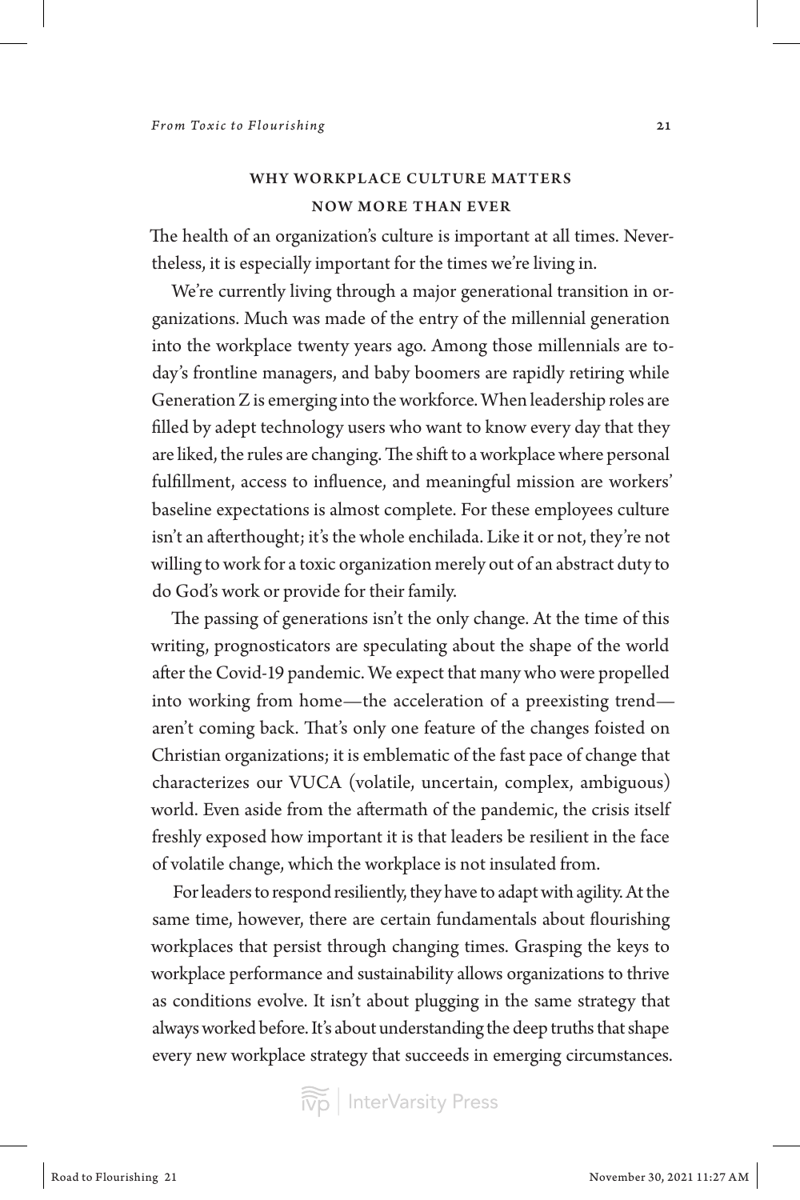## WHY WORKPLACE CULTURE MATTERS NOW MORE THAN EVER

The health of an organization's culture is important at all times. Nevertheless, it is especially important for the times we're living in.

We're currently living through a major generational transition in organizations. Much was made of the entry of the millennial generation into the workplace twenty years ago. Among those millennials are today's frontline managers, and baby boomers are rapidly retiring while Generation Z is emerging into the workforce. When leadership roles are filled by adept technology users who want to know every day that they are liked, the rules are changing. The shift to a workplace where personal fulfillment, access to influence, and meaningful mission are workers' baseline expectations is almost complete. For these employees culture isn't an afterthought; it's the whole enchilada. Like it or not, they're not willing to work for a toxic organization merely out of an abstract duty to do God's work or provide for their family.

The passing of generations isn't the only change. At the time of this writing, prognosticators are speculating about the shape of the world after the Covid-19 pandemic. We expect that many who were propelled into working from home—the acceleration of a preexisting trend—aren't coming back. That's only one feature of the changes foisted on Christian organizations; it is emblematic of the fast pace of change that characterizes our VUCA (volatile, uncertain, complex, ambiguous) world. Even aside from the aftermath of the pandemic, the crisis itself freshly exposed how important it is that leaders be resilient in the face of volatile change, which the workplace is not insulated from.

For leaders to respond resiliently, they have to adapt with agility. At the same time, however, there are certain fundamentals about flourishing workplaces that persist through changing times. Grasping the keys to workplace performance and sustainability allows organizations to thrive as conditions evolve. It isn't about plugging in the same strategy that always worked before. It's about understanding the deep truths that shape every new workplace strategy that succeeds in emerging circumstances.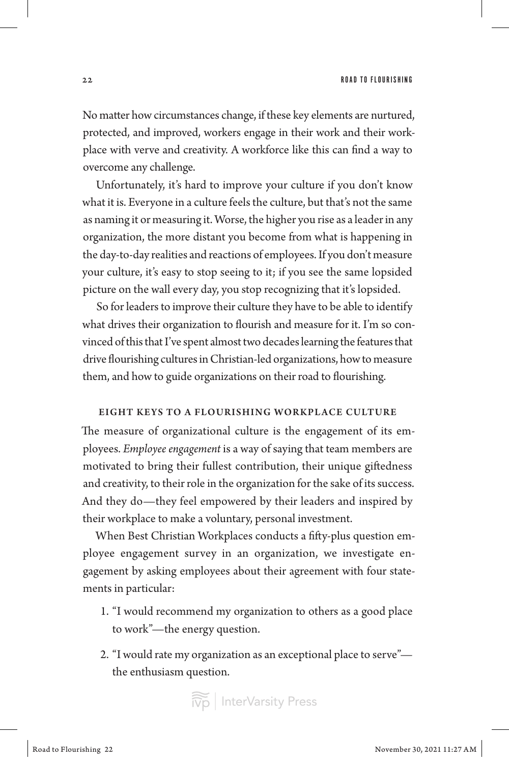No matter how circumstances change, if these key elements are nurtured, protected, and improved, workers engage in their work and their workplace with verve and creativity. A workforce like this can find a way to overcome any challenge.

Unfortunately, it's hard to improve your culture if you don't know what it is. Everyone in a culture feels the culture, but that's not the same as naming it or measuring it. Worse, the higher you rise as a leader in any organization, the more distant you become from what is happening in the day-to-day realities and reactions of employees. If you don't measure your culture, it's easy to stop seeing to it; if you see the same lopsided picture on the wall every day, you stop recognizing that it's lopsided.

So for leaders to improve their culture they have to be able to identify what drives their organization to flourish and measure for it. I'm so convinced of this that I've spent almost two decades learning the features that drive flourishing cultures in Christian-led organizations, how to measure them, and how to guide organizations on their road to flourishing.

## EIGHT KEYS TO A FLOURISHING WORKPLACE CULTURE

The measure of organizational culture is the engagement of its employees. *Employee engagement* is a way of saying that team members are motivated to bring their fullest contribution, their unique giftedness and creativity, to their role in the organization for the sake of its success. And they do—they feel empowered by their leaders and inspired by their workplace to make a voluntary, personal investment.

When Best Christian Workplaces conducts a fifty-plus question employee engagement survey in an organization, we investigate engagement by asking employees about their agreement with four statements in particular:

1. "I would recommend my organization to others as a good place to work"—the energy question.
2. "I would rate my organization as an exceptional place to serve"—the enthusiasm question.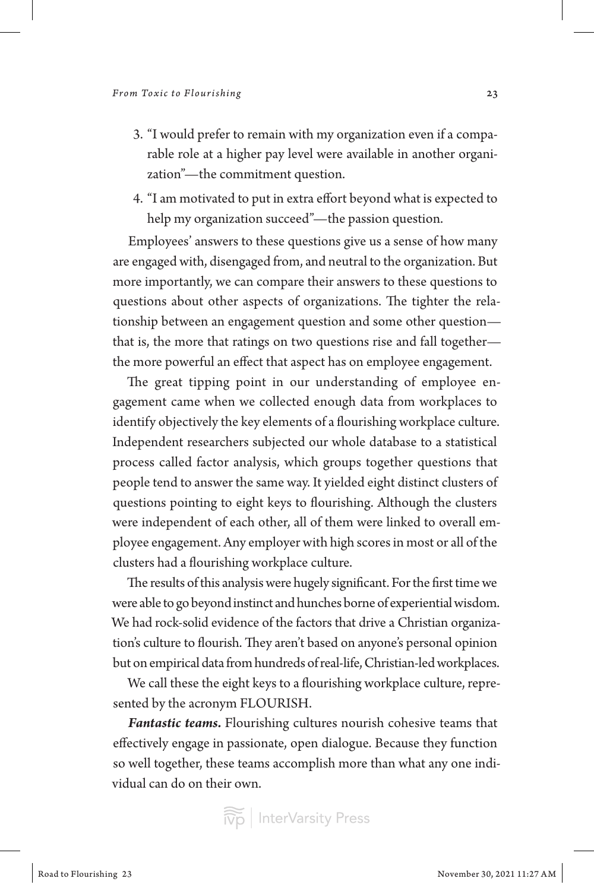3. "I would prefer to remain with my organization even if a comparable role at a higher pay level were available in another organization"—the commitment question.
4. "I am motivated to put in extra effort beyond what is expected to help my organization succeed"—the passion question.

Employees' answers to these questions give us a sense of how many are engaged with, disengaged from, and neutral to the organization. But more importantly, we can compare their answers to these questions to questions about other aspects of organizations. The tighter the relationship between an engagement question and some other question—that is, the more that ratings on two questions rise and fall together—the more powerful an effect that aspect has on employee engagement.

The great tipping point in our understanding of employee engagement came when we collected enough data from workplaces to identify objectively the key elements of a flourishing workplace culture. Independent researchers subjected our whole database to a statistical process called factor analysis, which groups together questions that people tend to answer the same way. It yielded eight distinct clusters of questions pointing to eight keys to flourishing. Although the clusters were independent of each other, all of them were linked to overall employee engagement. Any employer with high scores in most or all of the clusters had a flourishing workplace culture.

The results of this analysis were hugely significant. For the first time we were able to go beyond instinct and hunches borne of experiential wisdom. We had rock-solid evidence of the factors that drive a Christian organization's culture to flourish. They aren't based on anyone's personal opinion but on empirical data from hundreds of real-life, Christian-led workplaces.

We call these the eight keys to a flourishing workplace culture, represented by the acronym FLOURISH.

***Fantastic teams.*** Flourishing cultures nourish cohesive teams that effectively engage in passionate, open dialogue. Because they function so well together, these teams accomplish more than what any one individual can do on their own.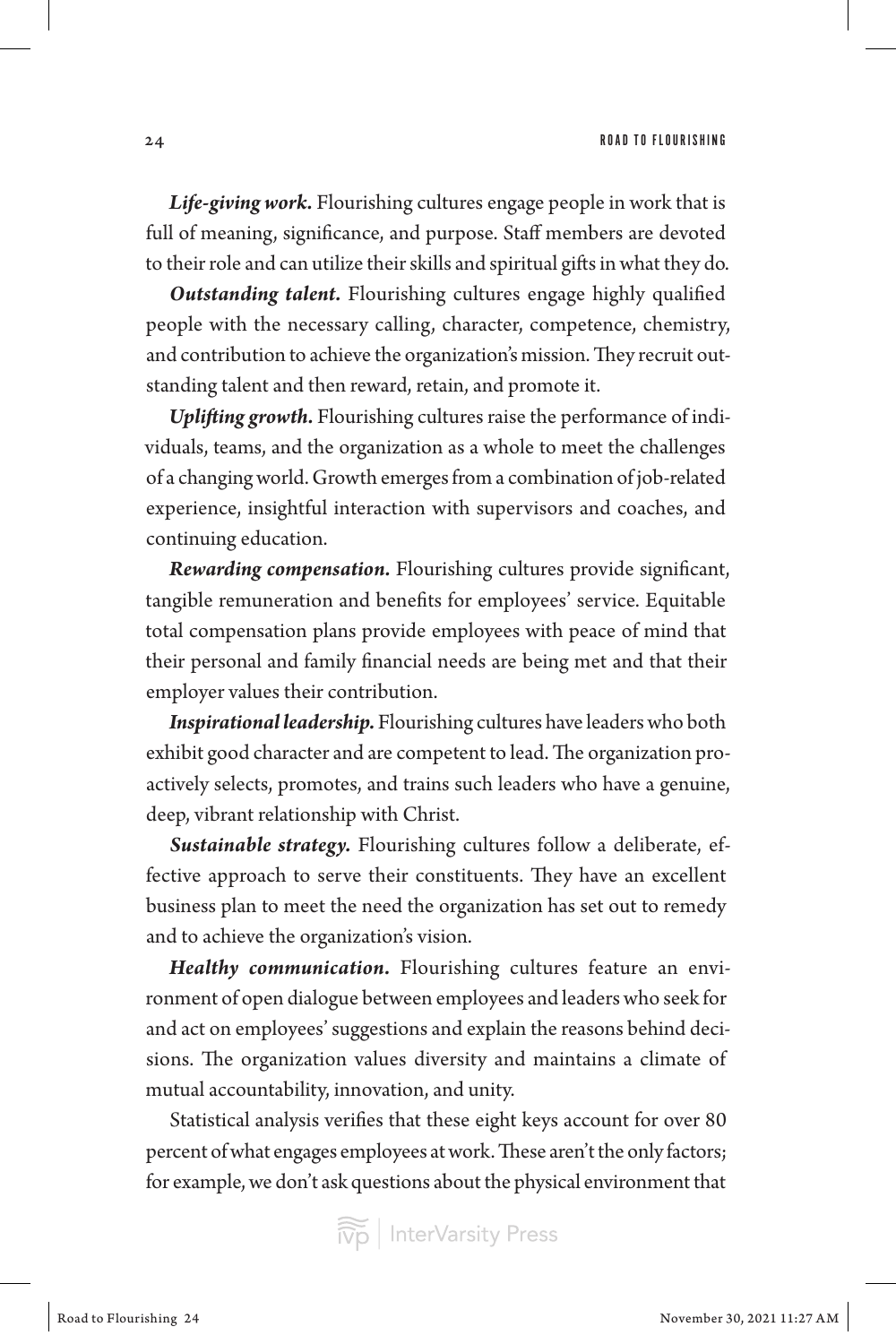***Life-giving work.*** Flourishing cultures engage people in work that is full of meaning, significance, and purpose. Staff members are devoted to their role and can utilize their skills and spiritual gifts in what they do.

***Outstanding talent.*** Flourishing cultures engage highly qualified people with the necessary calling, character, competence, chemistry, and contribution to achieve the organization's mission. They recruit outstanding talent and then reward, retain, and promote it.

***Uplifting growth.*** Flourishing cultures raise the performance of individuals, teams, and the organization as a whole to meet the challenges of a changing world. Growth emerges from a combination of job-related experience, insightful interaction with supervisors and coaches, and continuing education.

***Rewarding compensation.*** Flourishing cultures provide significant, tangible remuneration and benefits for employees' service. Equitable total compensation plans provide employees with peace of mind that their personal and family financial needs are being met and that their employer values their contribution.

***Inspirational leadership.*** Flourishing cultures have leaders who both exhibit good character and are competent to lead. The organization proactively selects, promotes, and trains such leaders who have a genuine, deep, vibrant relationship with Christ.

***Sustainable strategy.*** Flourishing cultures follow a deliberate, effective approach to serve their constituents. They have an excellent business plan to meet the need the organization has set out to remedy and to achieve the organization's vision.

***Healthy communication.*** Flourishing cultures feature an environment of open dialogue between employees and leaders who seek for and act on employees' suggestions and explain the reasons behind decisions. The organization values diversity and maintains a climate of mutual accountability, innovation, and unity.

Statistical analysis verifies that these eight keys account for over 80 percent of what engages employees at work. These aren't the only factors; for example, we don't ask questions about the physical environment that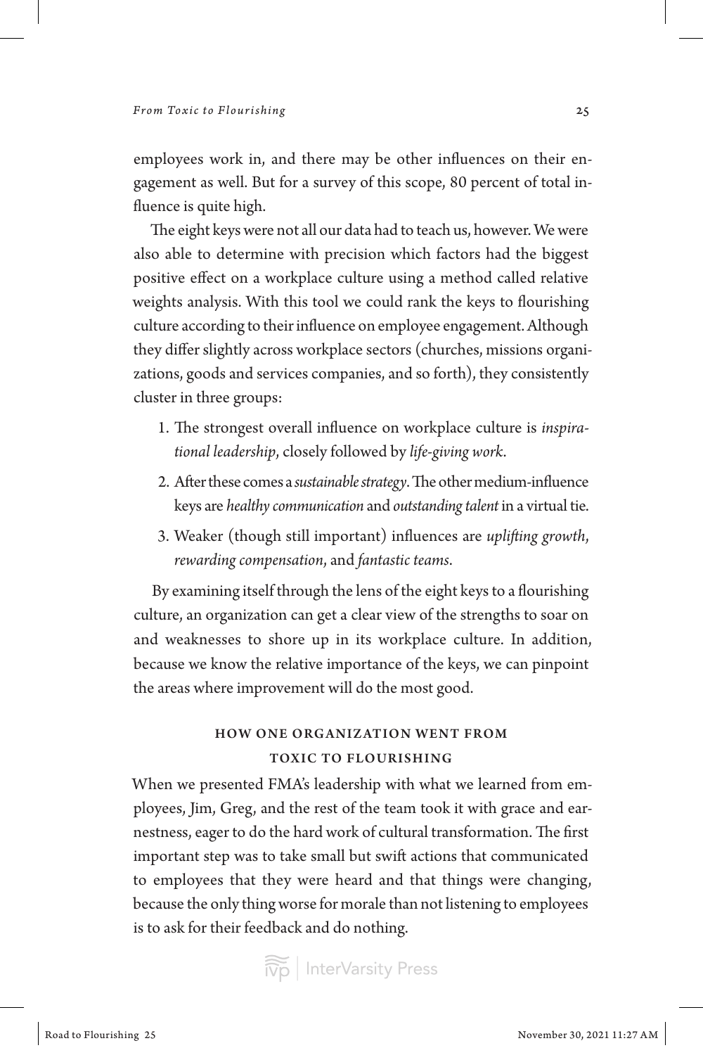employees work in, and there may be other influences on their engagement as well. But for a survey of this scope, 80 percent of total influence is quite high.

The eight keys were not all our data had to teach us, however. We were also able to determine with precision which factors had the biggest positive effect on a workplace culture using a method called relative weights analysis. With this tool we could rank the keys to flourishing culture according to their influence on employee engagement. Although they differ slightly across workplace sectors (churches, missions organizations, goods and services companies, and so forth), they consistently cluster in three groups:

1. The strongest overall influence on workplace culture is *inspirational leadership*, closely followed by *life-giving work*.
2. After these comes a *sustainable strategy*. The other medium-influence keys are *healthy communication* and *outstanding talent* in a virtual tie.
3. Weaker (though still important) influences are *uplifting growth*, *rewarding compensation*, and *fantastic teams*.

By examining itself through the lens of the eight keys to a flourishing culture, an organization can get a clear view of the strengths to soar on and weaknesses to shore up in its workplace culture. In addition, because we know the relative importance of the keys, we can pinpoint the areas where improvement will do the most good.

## HOW ONE ORGANIZATION WENT FROM TOXIC TO FLOURISHING

When we presented FMA's leadership with what we learned from employees, Jim, Greg, and the rest of the team took it with grace and earnestness, eager to do the hard work of cultural transformation. The first important step was to take small but swift actions that communicated to employees that they were heard and that things were changing, because the only thing worse for morale than not listening to employees is to ask for their feedback and do nothing.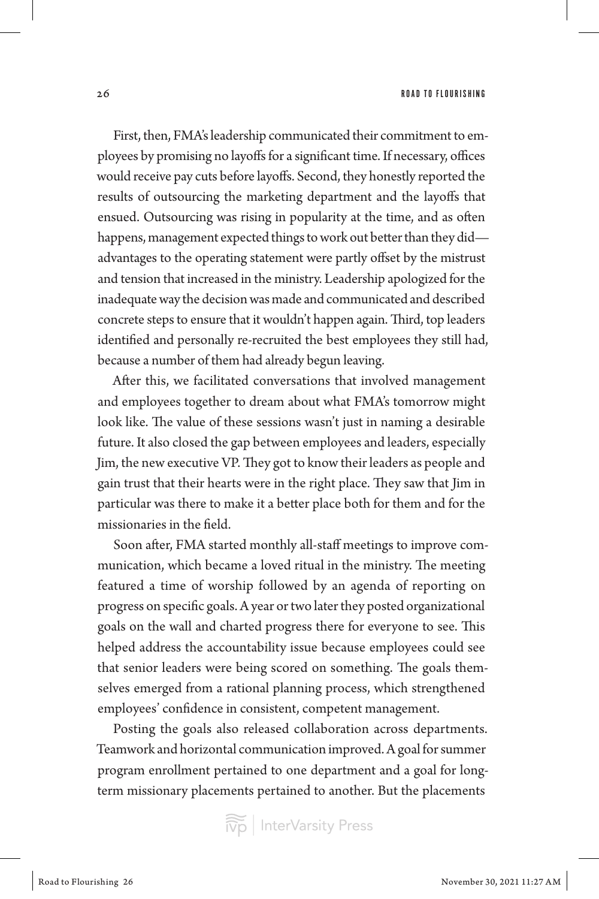First, then, FMA's leadership communicated their commitment to employees by promising no layoffs for a significant time. If necessary, offices would receive pay cuts before layoffs. Second, they honestly reported the results of outsourcing the marketing department and the layoffs that ensued. Outsourcing was rising in popularity at the time, and as often happens, management expected things to work out better than they did—advantages to the operating statement were partly offset by the mistrust and tension that increased in the ministry. Leadership apologized for the inadequate way the decision was made and communicated and described concrete steps to ensure that it wouldn't happen again. Third, top leaders identified and personally re-recruited the best employees they still had, because a number of them had already begun leaving.

After this, we facilitated conversations that involved management and employees together to dream about what FMA's tomorrow might look like. The value of these sessions wasn't just in naming a desirable future. It also closed the gap between employees and leaders, especially Jim, the new executive VP. They got to know their leaders as people and gain trust that their hearts were in the right place. They saw that Jim in particular was there to make it a better place both for them and for the missionaries in the field.

Soon after, FMA started monthly all-staff meetings to improve communication, which became a loved ritual in the ministry. The meeting featured a time of worship followed by an agenda of reporting on progress on specific goals. A year or two later they posted organizational goals on the wall and charted progress there for everyone to see. This helped address the accountability issue because employees could see that senior leaders were being scored on something. The goals themselves emerged from a rational planning process, which strengthened employees' confidence in consistent, competent management.

Posting the goals also released collaboration across departments. Teamwork and horizontal communication improved. A goal for summer program enrollment pertained to one department and a goal for long-term missionary placements pertained to another. But the placements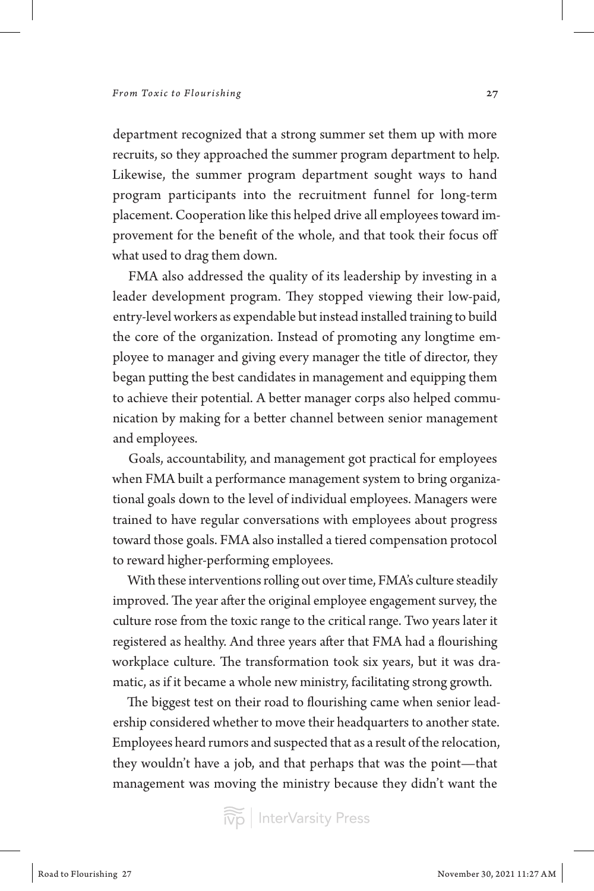department recognized that a strong summer set them up with more recruits, so they approached the summer program department to help. Likewise, the summer program department sought ways to hand program participants into the recruitment funnel for long-term placement. Cooperation like this helped drive all employees toward improvement for the benefit of the whole, and that took their focus off what used to drag them down.

FMA also addressed the quality of its leadership by investing in a leader development program. They stopped viewing their low-paid, entry-level workers as expendable but instead installed training to build the core of the organization. Instead of promoting any longtime employee to manager and giving every manager the title of director, they began putting the best candidates in management and equipping them to achieve their potential. A better manager corps also helped communication by making for a better channel between senior management and employees.

Goals, accountability, and management got practical for employees when FMA built a performance management system to bring organizational goals down to the level of individual employees. Managers were trained to have regular conversations with employees about progress toward those goals. FMA also installed a tiered compensation protocol to reward higher-performing employees.

With these interventions rolling out over time, FMA's culture steadily improved. The year after the original employee engagement survey, the culture rose from the toxic range to the critical range. Two years later it registered as healthy. And three years after that FMA had a flourishing workplace culture. The transformation took six years, but it was dramatic, as if it became a whole new ministry, facilitating strong growth.

The biggest test on their road to flourishing came when senior leadership considered whether to move their headquarters to another state. Employees heard rumors and suspected that as a result of the relocation, they wouldn't have a job, and that perhaps that was the point—that management was moving the ministry because they didn't want the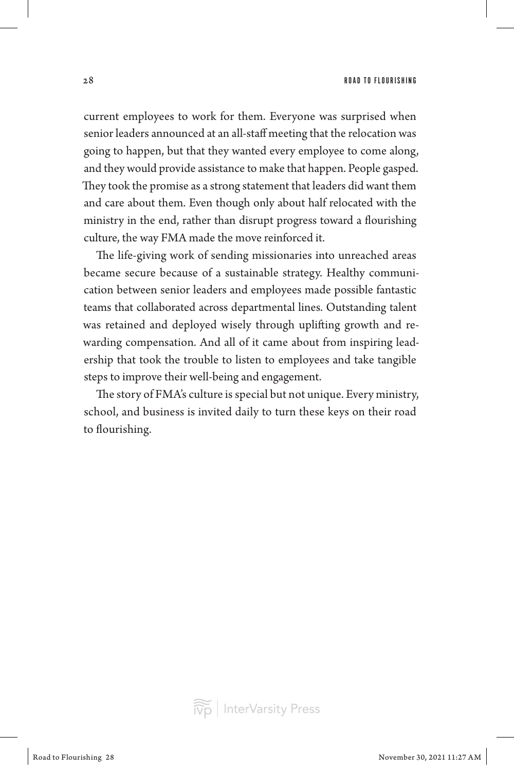current employees to work for them. Everyone was surprised when senior leaders announced at an all-staff meeting that the relocation was going to happen, but that they wanted every employee to come along, and they would provide assistance to make that happen. People gasped. They took the promise as a strong statement that leaders did want them and care about them. Even though only about half relocated with the ministry in the end, rather than disrupt progress toward a flourishing culture, the way FMA made the move reinforced it.

The life-giving work of sending missionaries into unreached areas became secure because of a sustainable strategy. Healthy communication between senior leaders and employees made possible fantastic teams that collaborated across departmental lines. Outstanding talent was retained and deployed wisely through uplifting growth and rewarding compensation. And all of it came about from inspiring leadership that took the trouble to listen to employees and take tangible steps to improve their well-being and engagement.

The story of FMA's culture is special but not unique. Every ministry, school, and business is invited daily to turn these keys on their road to flourishing.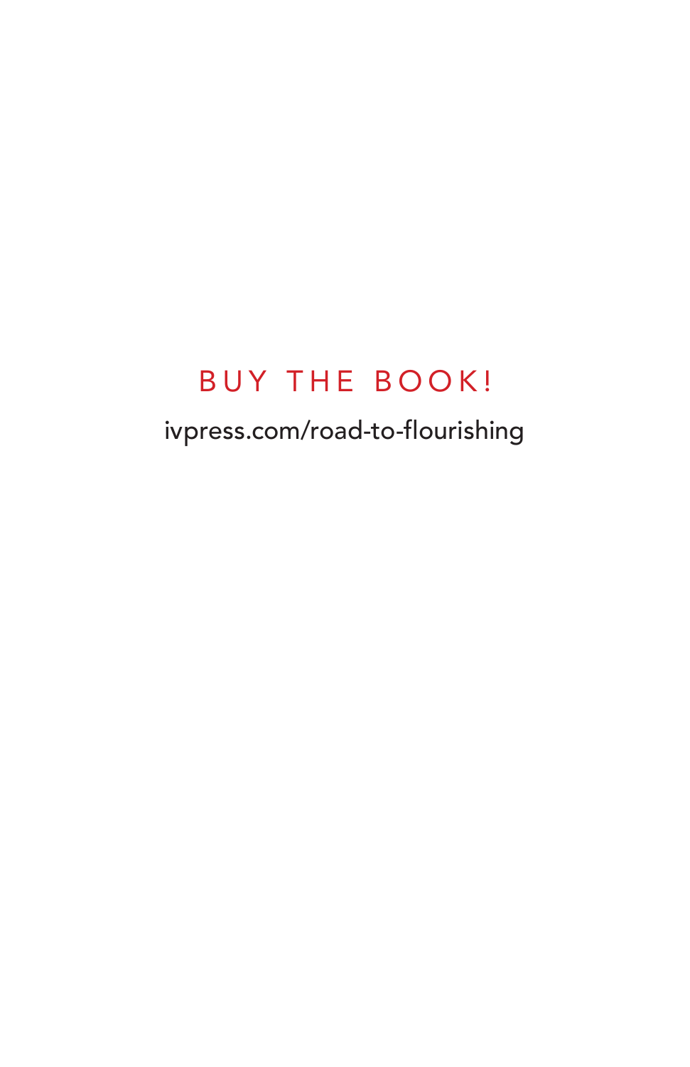## BUY THE BOOK!

ivpress.com/road-to-flourishing